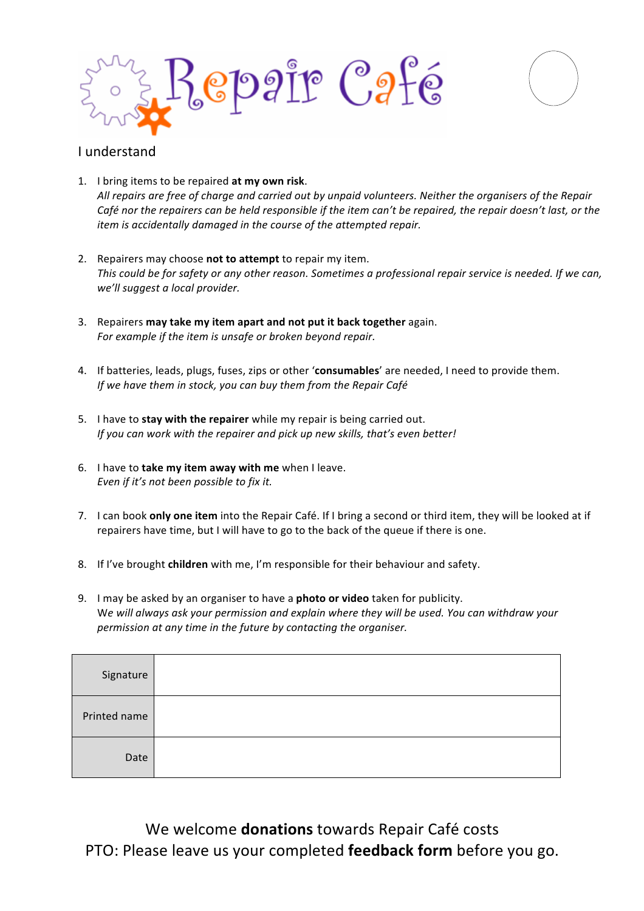# Repair Café

I understand

1. I bring items to be repaired **at my own risk**.
   *All repairs are free of charge and carried out by unpaid volunteers. Neither the organisers of the Repair Café nor the repairers can be held responsible if the item can't be repaired, the repair doesn't last, or the item is accidentally damaged in the course of the attempted repair.*

2. Repairers may choose **not to attempt** to repair my item.
   *This could be for safety or any other reason. Sometimes a professional repair service is needed. If we can, we'll suggest a local provider.*

3. Repairers **may take my item apart and not put it back together** again.
   *For example if the item is unsafe or broken beyond repair.*

4. If batteries, leads, plugs, fuses, zips or other '**consumables**' are needed, I need to provide them.
   *If we have them in stock, you can buy them from the Repair Café*

5. I have to **stay with the repairer** while my repair is being carried out.
   *If you can work with the repairer and pick up new skills, that's even better!*

6. I have to **take my item away with me** when I leave.
   *Even if it's not been possible to fix it.*

7. I can book **only one item** into the Repair Café. If I bring a second or third item, they will be looked at if repairers have time, but I will have to go to the back of the queue if there is one.

8. If I've brought **children** with me, I'm responsible for their behaviour and safety.

9. I may be asked by an organiser to have a **photo or video** taken for publicity.
   *We will always ask your permission and explain where they will be used. You can withdraw your permission at any time in the future by contacting the organiser.*

| Signature | |
|---|---|
| Printed name | |
| Date | |

We welcome **donations** towards Repair Café costs

PTO: Please leave us your completed **feedback form** before you go.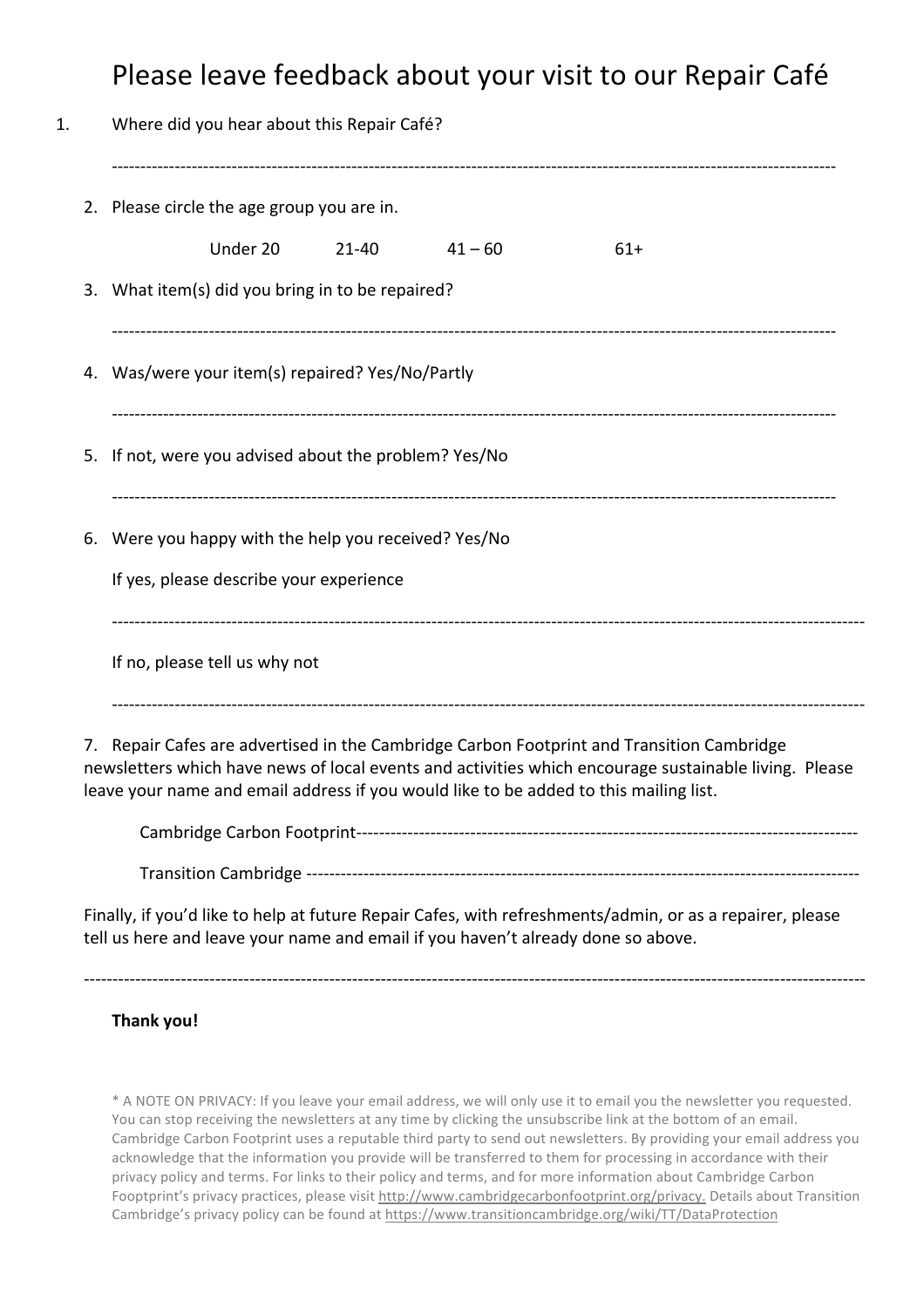# Please leave feedback about your visit to our Repair Café

1. Where did you hear about this Repair Café?

   ------------------------------------------------------------------------------------------------------------------------------

2. Please circle the age group you are in.

   Under 20 &nbsp;&nbsp;&nbsp; 21-40 &nbsp;&nbsp;&nbsp; 41 – 60 &nbsp;&nbsp;&nbsp; 61+

3. What item(s) did you bring in to be repaired?

   ------------------------------------------------------------------------------------------------------------------------------

4. Was/were your item(s) repaired? Yes/No/Partly

   ------------------------------------------------------------------------------------------------------------------------------

5. If not, were you advised about the problem? Yes/No

   ------------------------------------------------------------------------------------------------------------------------------

6. Were you happy with the help you received? Yes/No

   If yes, please describe your experience

   ------------------------------------------------------------------------------------------------------------------------------

   If no, please tell us why not

   ------------------------------------------------------------------------------------------------------------------------------

7. Repair Cafes are advertised in the Cambridge Carbon Footprint and Transition Cambridge newsletters which have news of local events and activities which encourage sustainable living. Please leave your name and email address if you would like to be added to this mailing list.

   Cambridge Carbon Footprint-----------------------------------------------------------------------------------

   Transition Cambridge ----------------------------------------------------------------------------------------

Finally, if you'd like to help at future Repair Cafes, with refreshments/admin, or as a repairer, please tell us here and leave your name and email if you haven't already done so above.

------------------------------------------------------------------------------------------------------------------------------

**Thank you!**

* A NOTE ON PRIVACY: If you leave your email address, we will only use it to email you the newsletter you requested. You can stop receiving the newsletters at any time by clicking the unsubscribe link at the bottom of an email. Cambridge Carbon Footprint uses a reputable third party to send out newsletters. By providing your email address you acknowledge that the information you provide will be transferred to them for processing in accordance with their privacy policy and terms. For links to their policy and terms, and for more information about Cambridge Carbon Footprint's privacy practices, please visit http://www.cambridgecarbonfootprint.org/privacy. Details about Transition Cambridge's privacy policy can be found at https://www.transitioncambridge.org/wiki/TT/DataProtection